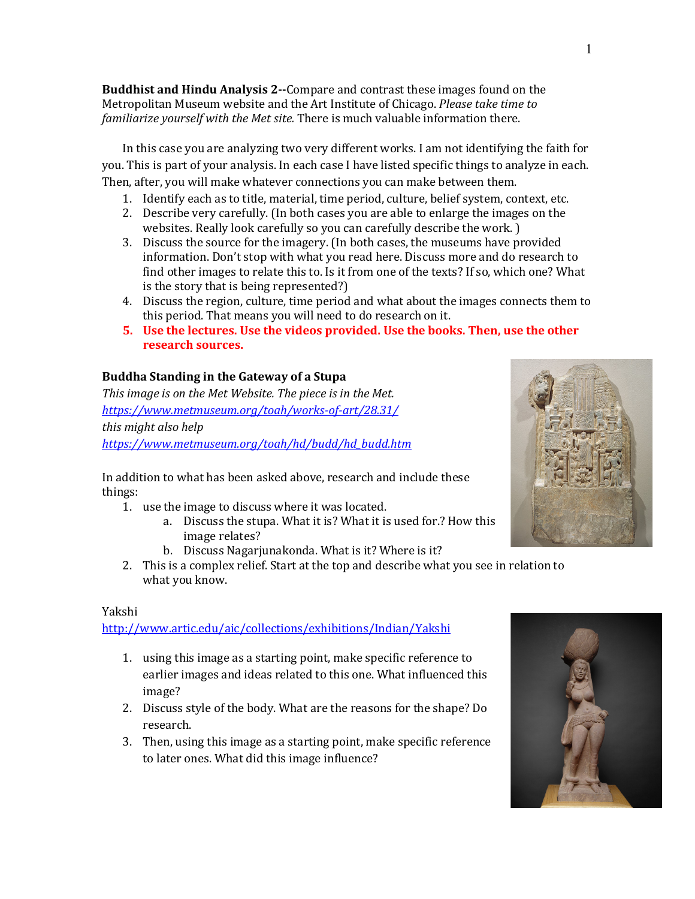**Buddhist and Hindu Analysis 2--**Compare and contrast these images found on the Metropolitan Museum website and the Art Institute of Chicago. *Please take time to familiarize yourself with the Met site.* There is much valuable information there.

In this case you are analyzing two very different works. I am not identifying the faith for you. This is part of your analysis. In each case I have listed specific things to analyze in each. Then, after, you will make whatever connections you can make between them.

1. Identify each as to title, material, time period, culture, belief system, context, etc.
2. Describe very carefully. (In both cases you are able to enlarge the images on the websites. Really look carefully so you can carefully describe the work. )
3. Discuss the source for the imagery. (In both cases, the museums have provided information. Don't stop with what you read here. Discuss more and do research to find other images to relate this to. Is it from one of the texts? If so, which one? What is the story that is being represented?)
4. Discuss the region, culture, time period and what about the images connects them to this period. That means you will need to do research on it.
5. **Use the lectures. Use the videos provided. Use the books. Then, use the other research sources.**

**Buddha Standing in the Gateway of a Stupa**

*This image is on the Met Website. The piece is in the Met.*
*https://www.metmuseum.org/toah/works-of-art/28.31/*
*this might also help*
*https://www.metmuseum.org/toah/hd/budd/hd_budd.htm*

In addition to what has been asked above, research and include these things:

1. use the image to discuss where it was located.
    a. Discuss the stupa. What it is? What it is used for.? How this image relates?
    b. Discuss Nagarjunakonda. What is it? Where is it?
2. This is a complex relief. Start at the top and describe what you see in relation to what you know.

Yakshi

http://www.artic.edu/aic/collections/exhibitions/Indian/Yakshi

1. using this image as a starting point, make specific reference to earlier images and ideas related to this one. What influenced this image?
2. Discuss style of the body. What are the reasons for the shape? Do research.
3. Then, using this image as a starting point, make specific reference to later ones. What did this image influence?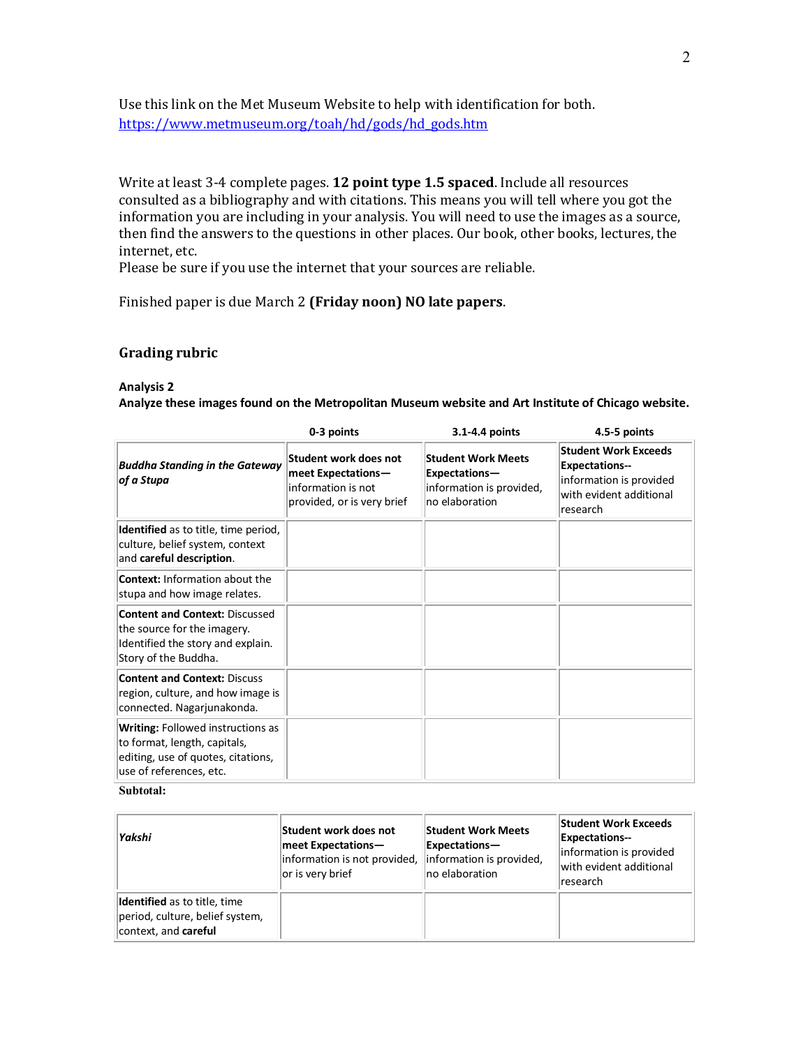Use this link on the Met Museum Website to help with identification for both.
https://www.metmuseum.org/toah/hd/gods/hd_gods.htm

Write at least 3-4 complete pages. **12 point type 1.5 spaced**. Include all resources consulted as a bibliography and with citations. This means you will tell where you got the information you are including in your analysis. You will need to use the images as a source, then find the answers to the questions in other places. Our book, other books, lectures, the internet, etc.
Please be sure if you use the internet that your sources are reliable.

Finished paper is due March 2 **(Friday noon) NO late papers**.

## Grading rubric

**Analysis 2**
**Analyze these images found on the Metropolitan Museum website and Art Institute of Chicago website.**

| | 0-3 points | 3.1-4.4 points | 4.5-5 points |
|---|---|---|---|
| ***Buddha Standing in the Gateway of a Stupa*** | **Student work does not meet Expectations—** information is not provided, or is very brief | **Student Work Meets Expectations—** information is provided, no elaboration | **Student Work Exceeds Expectations--** information is provided with evident additional research |
| **Identified** as to title, time period, culture, belief system, context and **careful description**. | | | |
| **Context:** Information about the stupa and how image relates. | | | |
| **Content and Context:** Discussed the source for the imagery. Identified the story and explain. Story of the Buddha. | | | |
| **Content and Context:** Discuss region, culture, and how image is connected. Nagarjunakonda. | | | |
| **Writing:** Followed instructions as to format, length, capitals, editing, use of quotes, citations, use of references, etc. | | | |

**Subtotal:**

| ***Yakshi*** | **Student work does not meet Expectations—** information is not provided, or is very brief | **Student Work Meets Expectations—** information is provided, no elaboration | **Student Work Exceeds Expectations--** information is provided with evident additional research |
|---|---|---|---|
| **Identified** as to title, time period, culture, belief system, context, and **careful** | | | |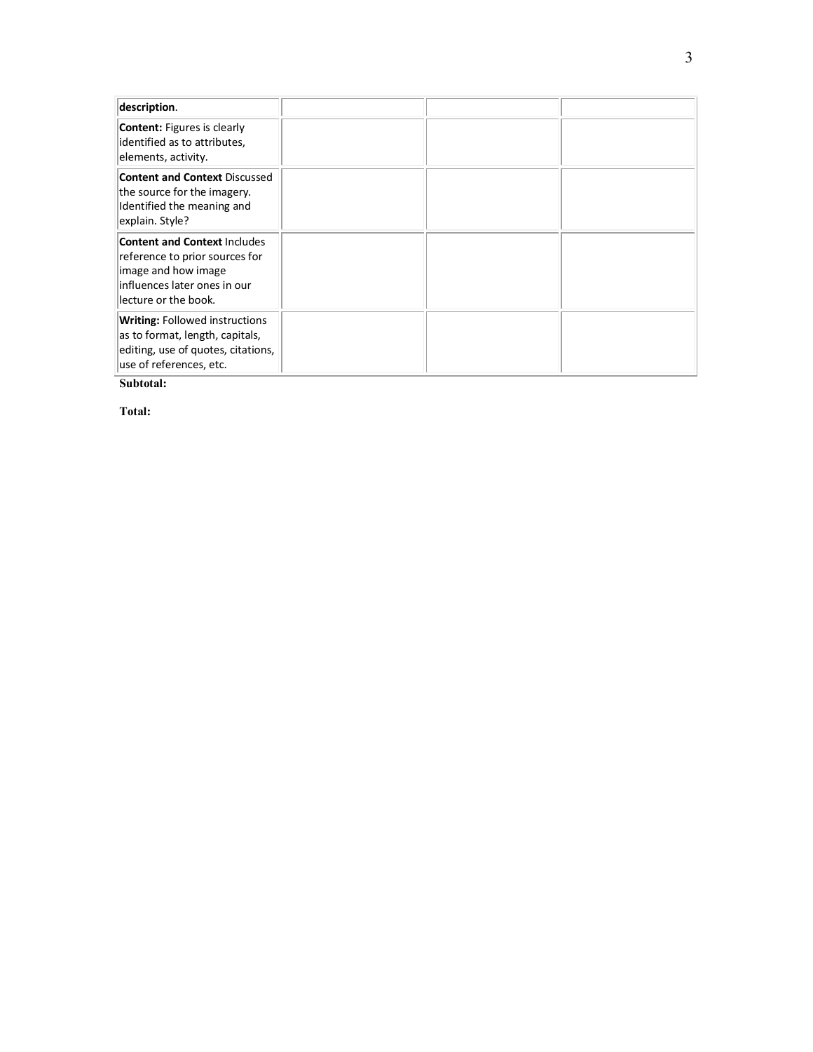| | | | |
|---|---|---|---|
| **description**. | | | |
| **Content:** Figures is clearly identified as to attributes, elements, activity. | | | |
| **Content and Context** Discussed the source for the imagery. Identified the meaning and explain. Style? | | | |
| **Content and Context** Includes reference to prior sources for image and how image influences later ones in our lecture or the book. | | | |
| **Writing:** Followed instructions as to format, length, capitals, editing, use of quotes, citations, use of references, etc. | | | |

**Subtotal:**

**Total:**